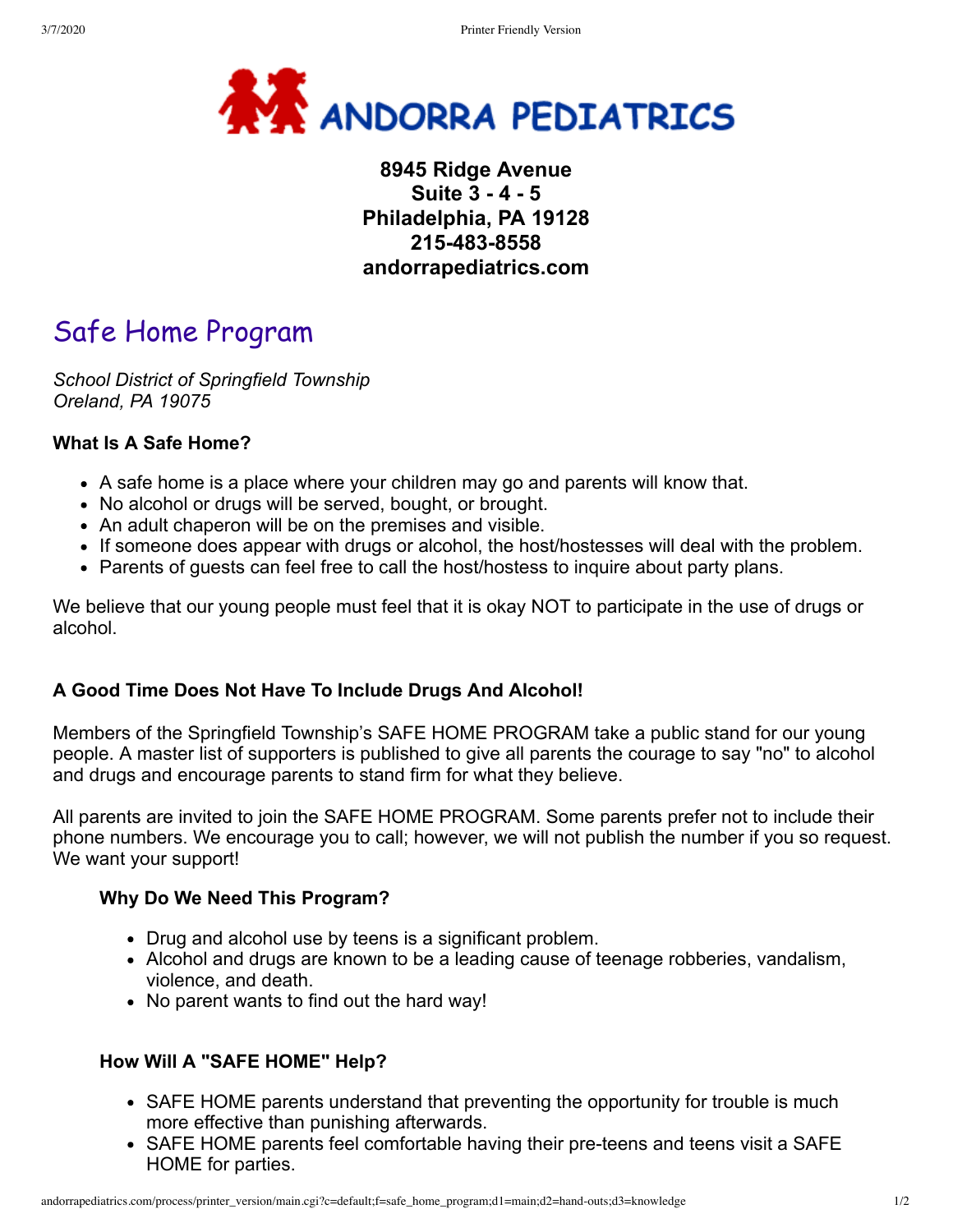**ANDORRA PEDIATRICS**

**8945 Ridge Avenue**
**Suite 3 - 4 - 5**
**Philadelphia, PA 19128**
**215-483-8558**
**andorrapediatrics.com**

# Safe Home Program

*School District of Springfield Township*
*Oreland, PA 19075*

### What Is A Safe Home?

- A safe home is a place where your children may go and parents will know that.
- No alcohol or drugs will be served, bought, or brought.
- An adult chaperon will be on the premises and visible.
- If someone does appear with drugs or alcohol, the host/hostesses will deal with the problem.
- Parents of guests can feel free to call the host/hostess to inquire about party plans.

We believe that our young people must feel that it is okay NOT to participate in the use of drugs or alcohol.

### A Good Time Does Not Have To Include Drugs And Alcohol!

Members of the Springfield Township's SAFE HOME PROGRAM take a public stand for our young people. A master list of supporters is published to give all parents the courage to say "no" to alcohol and drugs and encourage parents to stand firm for what they believe.

All parents are invited to join the SAFE HOME PROGRAM. Some parents prefer not to include their phone numbers. We encourage you to call; however, we will not publish the number if you so request. We want your support!

#### Why Do We Need This Program?

- Drug and alcohol use by teens is a significant problem.
- Alcohol and drugs are known to be a leading cause of teenage robberies, vandalism, violence, and death.
- No parent wants to find out the hard way!

#### How Will A "SAFE HOME" Help?

- SAFE HOME parents understand that preventing the opportunity for trouble is much more effective than punishing afterwards.
- SAFE HOME parents feel comfortable having their pre-teens and teens visit a SAFE HOME for parties.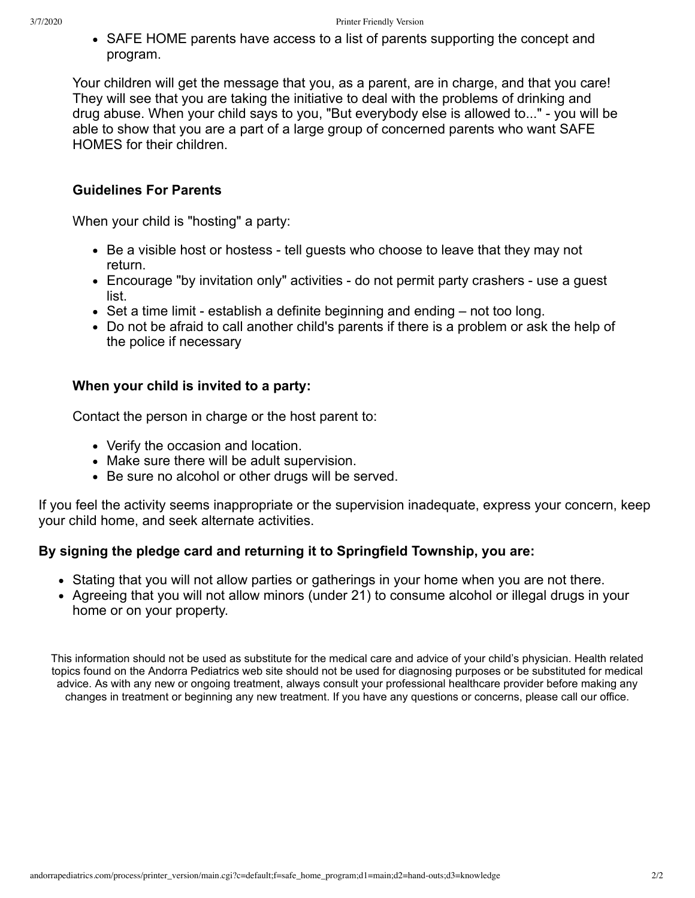- SAFE HOME parents have access to a list of parents supporting the concept and program.

Your children will get the message that you, as a parent, are in charge, and that you care! They will see that you are taking the initiative to deal with the problems of drinking and drug abuse. When your child says to you, "But everybody else is allowed to..." - you will be able to show that you are a part of a large group of concerned parents who want SAFE HOMES for their children.

### Guidelines For Parents

When your child is "hosting" a party:

- Be a visible host or hostess - tell guests who choose to leave that they may not return.
- Encourage "by invitation only" activities - do not permit party crashers - use a guest list.
- Set a time limit - establish a definite beginning and ending – not too long.
- Do not be afraid to call another child's parents if there is a problem or ask the help of the police if necessary

### When your child is invited to a party:

Contact the person in charge or the host parent to:

- Verify the occasion and location.
- Make sure there will be adult supervision.
- Be sure no alcohol or other drugs will be served.

If you feel the activity seems inappropriate or the supervision inadequate, express your concern, keep your child home, and seek alternate activities.

### By signing the pledge card and returning it to Springfield Township, you are:

- Stating that you will not allow parties or gatherings in your home when you are not there.
- Agreeing that you will not allow minors (under 21) to consume alcohol or illegal drugs in your home or on your property.

This information should not be used as substitute for the medical care and advice of your child's physician. Health related topics found on the Andorra Pediatrics web site should not be used for diagnosing purposes or be substituted for medical advice. As with any new or ongoing treatment, always consult your professional healthcare provider before making any changes in treatment or beginning any new treatment. If you have any questions or concerns, please call our office.